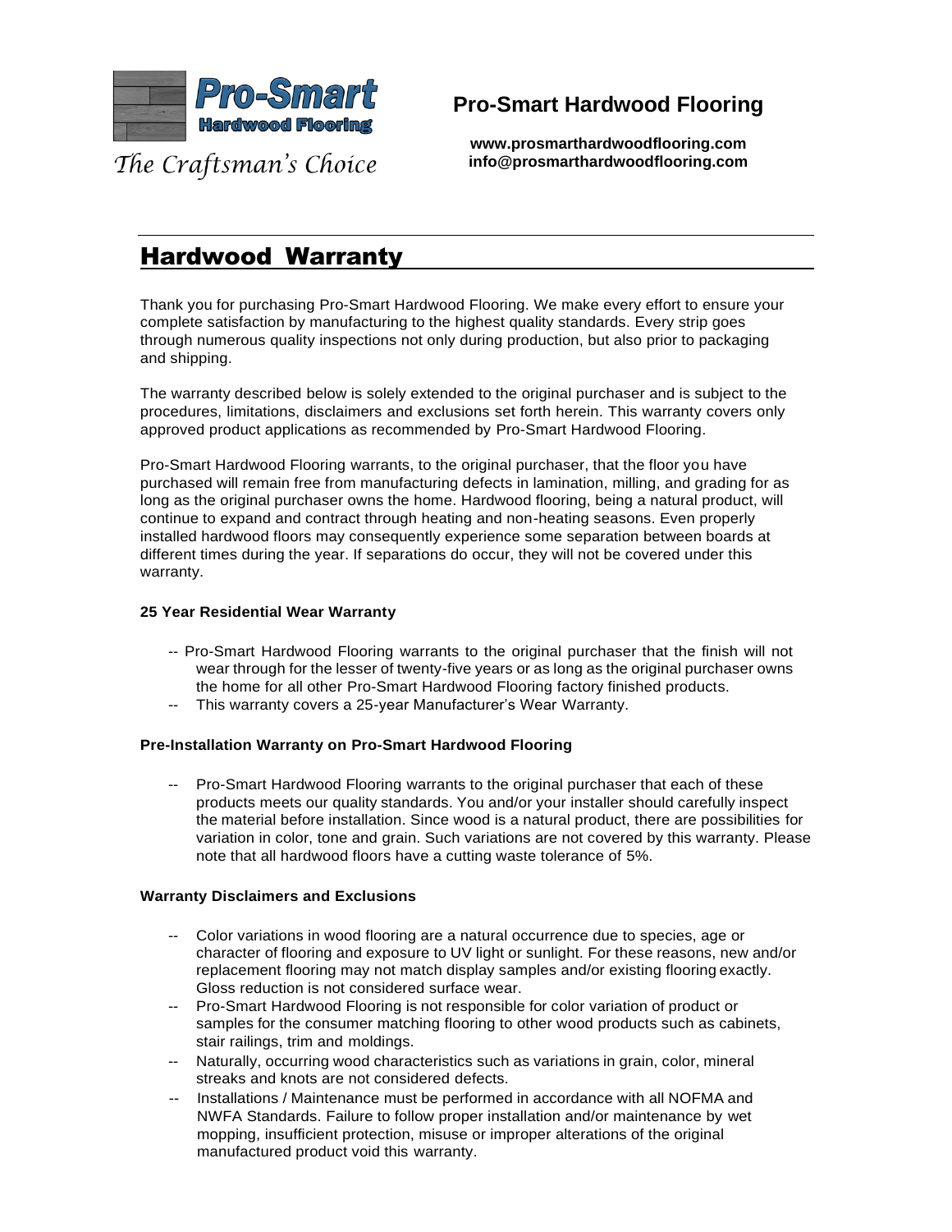Pro-Smart Hardwood Flooring

*The Craftsman's Choice*

**Pro-Smart Hardwood Flooring**

**www.prosmarthardwoodflooring.com**
**info@prosmarthardwoodflooring.com**

# Hardwood Warranty

Thank you for purchasing Pro-Smart Hardwood Flooring. We make every effort to ensure your complete satisfaction by manufacturing to the highest quality standards. Every strip goes through numerous quality inspections not only during production, but also prior to packaging and shipping.

The warranty described below is solely extended to the original purchaser and is subject to the procedures, limitations, disclaimers and exclusions set forth herein. This warranty covers only approved product applications as recommended by Pro-Smart Hardwood Flooring.

Pro-Smart Hardwood Flooring warrants, to the original purchaser, that the floor you have purchased will remain free from manufacturing defects in lamination, milling, and grading for as long as the original purchaser owns the home. Hardwood flooring, being a natural product, will continue to expand and contract through heating and non-heating seasons. Even properly installed hardwood floors may consequently experience some separation between boards at different times during the year. If separations do occur, they will not be covered under this warranty.

**25 Year Residential Wear Warranty**

- -- Pro-Smart Hardwood Flooring warrants to the original purchaser that the finish will not wear through for the lesser of twenty-five years or as long as the original purchaser owns the home for all other Pro-Smart Hardwood Flooring factory finished products.
- -- This warranty covers a 25-year Manufacturer's Wear Warranty.

**Pre-Installation Warranty on Pro-Smart Hardwood Flooring**

- -- Pro-Smart Hardwood Flooring warrants to the original purchaser that each of these products meets our quality standards. You and/or your installer should carefully inspect the material before installation. Since wood is a natural product, there are possibilities for variation in color, tone and grain. Such variations are not covered by this warranty. Please note that all hardwood floors have a cutting waste tolerance of 5%.

**Warranty Disclaimers and Exclusions**

- -- Color variations in wood flooring are a natural occurrence due to species, age or character of flooring and exposure to UV light or sunlight. For these reasons, new and/or replacement flooring may not match display samples and/or existing flooring exactly. Gloss reduction is not considered surface wear.
- -- Pro-Smart Hardwood Flooring is not responsible for color variation of product or samples for the consumer matching flooring to other wood products such as cabinets, stair railings, trim and moldings.
- -- Naturally, occurring wood characteristics such as variations in grain, color, mineral streaks and knots are not considered defects.
- -- Installations / Maintenance must be performed in accordance with all NOFMA and NWFA Standards. Failure to follow proper installation and/or maintenance by wet mopping, insufficient protection, misuse or improper alterations of the original manufactured product void this warranty.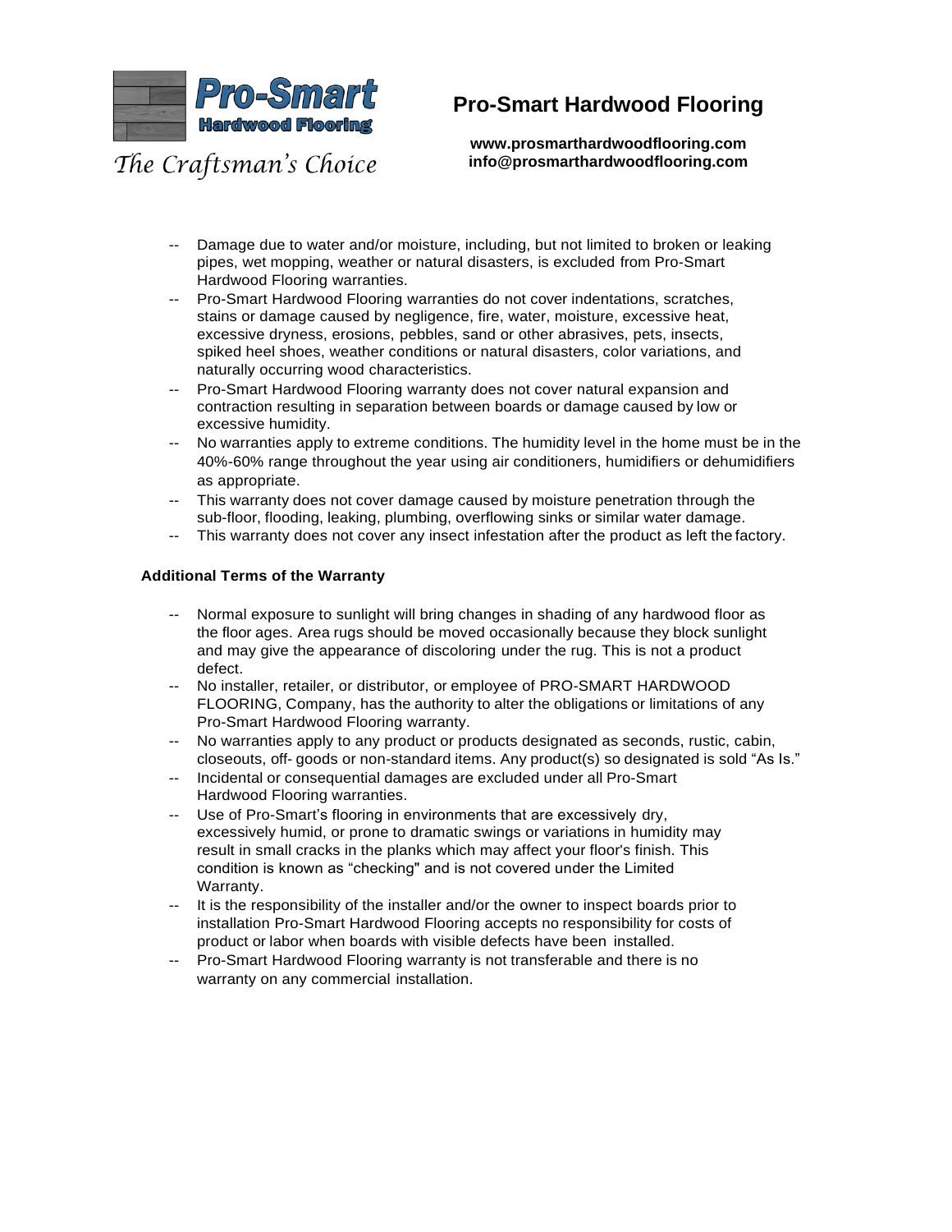Pro-Smart Hardwood Flooring

*The Craftsman's Choice*

## Pro-Smart Hardwood Flooring

**www.prosmarthardwoodflooring.com**
**info@prosmarthardwoodflooring.com**

- -- Damage due to water and/or moisture, including, but not limited to broken or leaking pipes, wet mopping, weather or natural disasters, is excluded from Pro-Smart Hardwood Flooring warranties.
- -- Pro-Smart Hardwood Flooring warranties do not cover indentations, scratches, stains or damage caused by negligence, fire, water, moisture, excessive heat, excessive dryness, erosions, pebbles, sand or other abrasives, pets, insects, spiked heel shoes, weather conditions or natural disasters, color variations, and naturally occurring wood characteristics.
- -- Pro-Smart Hardwood Flooring warranty does not cover natural expansion and contraction resulting in separation between boards or damage caused by low or excessive humidity.
- -- No warranties apply to extreme conditions. The humidity level in the home must be in the 40%-60% range throughout the year using air conditioners, humidifiers or dehumidifiers as appropriate.
- -- This warranty does not cover damage caused by moisture penetration through the sub-floor, flooding, leaking, plumbing, overflowing sinks or similar water damage.
- -- This warranty does not cover any insect infestation after the product as left the factory.

**Additional Terms of the Warranty**

- -- Normal exposure to sunlight will bring changes in shading of any hardwood floor as the floor ages. Area rugs should be moved occasionally because they block sunlight and may give the appearance of discoloring under the rug. This is not a product defect.
- -- No installer, retailer, or distributor, or employee of PRO-SMART HARDWOOD FLOORING, Company, has the authority to alter the obligations or limitations of any Pro-Smart Hardwood Flooring warranty.
- -- No warranties apply to any product or products designated as seconds, rustic, cabin, closeouts, off- goods or non-standard items. Any product(s) so designated is sold "As Is."
- -- Incidental or consequential damages are excluded under all Pro-Smart Hardwood Flooring warranties.
- -- Use of Pro-Smart's flooring in environments that are excessively dry, excessively humid, or prone to dramatic swings or variations in humidity may result in small cracks in the planks which may affect your floor's finish. This condition is known as "checking" and is not covered under the Limited Warranty.
- -- It is the responsibility of the installer and/or the owner to inspect boards prior to installation Pro-Smart Hardwood Flooring accepts no responsibility for costs of product or labor when boards with visible defects have been installed.
- -- Pro-Smart Hardwood Flooring warranty is not transferable and there is no warranty on any commercial installation.